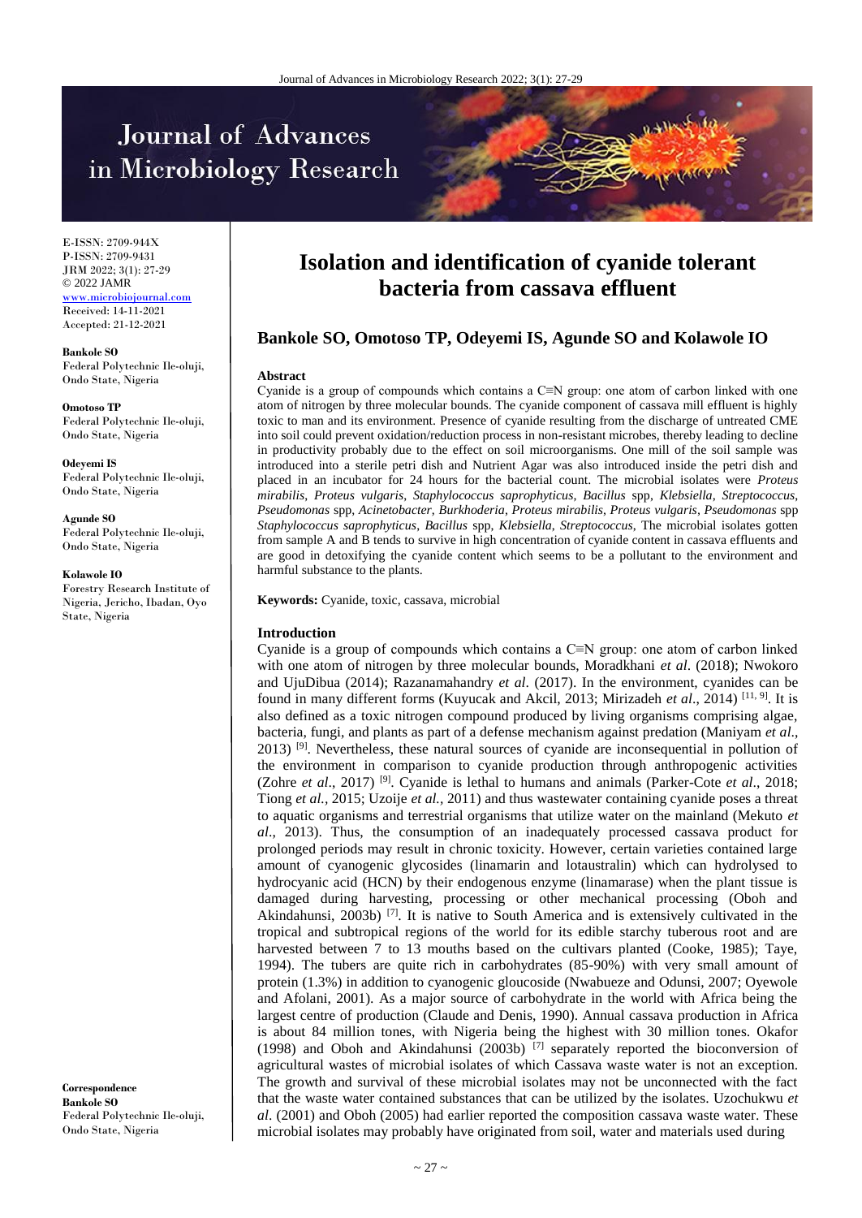# Journal of Advances in Microbiology Research

E-ISSN: 2709-944X
P-ISSN: 2709-9431
JRM 2022; 3(1): 27-29
© 2022 JAMR
www.microbiojournal.com
Received: 14-11-2021
Accepted: 21-12-2021

**Bankole SO**
Federal Polytechnic Ile-oluji, Ondo State, Nigeria

**Omotoso TP**
Federal Polytechnic Ile-oluji, Ondo State, Nigeria

**Odeyemi IS**
Federal Polytechnic Ile-oluji, Ondo State, Nigeria

**Agunde SO**
Federal Polytechnic Ile-oluji, Ondo State, Nigeria

**Kolawole IO**
Forestry Research Institute of Nigeria, Jericho, Ibadan, Oyo State, Nigeria

**Correspondence**
**Bankole SO**
Federal Polytechnic Ile-oluji, Ondo State, Nigeria

# Isolation and identification of cyanide tolerant bacteria from cassava effluent

## Bankole SO, Omotoso TP, Odeyemi IS, Agunde SO and Kolawole IO

### Abstract

Cyanide is a group of compounds which contains a C≡N group: one atom of carbon linked with one atom of nitrogen by three molecular bounds. The cyanide component of cassava mill effluent is highly toxic to man and its environment. Presence of cyanide resulting from the discharge of untreated CME into soil could prevent oxidation/reduction process in non-resistant microbes, thereby leading to decline in productivity probably due to the effect on soil microorganisms. One mill of the soil sample was introduced into a sterile petri dish and Nutrient Agar was also introduced inside the petri dish and placed in an incubator for 24 hours for the bacterial count. The microbial isolates were *Proteus mirabilis*, *Proteus vulgaris*, *Staphylococcus saprophyticus*, *Bacillus* spp, *Klebsiella*, *Streptococcus*, *Pseudomonas* spp, *Acinetobacter*, *Burkhoderia*, *Proteus mirabilis*, *Proteus vulgaris*, *Pseudomonas* spp *Staphylococcus saprophyticus*, *Bacillus* spp, *Klebsiella, Streptococcus,* The microbial isolates gotten from sample A and B tends to survive in high concentration of cyanide content in cassava effluents and are good in detoxifying the cyanide content which seems to be a pollutant to the environment and harmful substance to the plants.

**Keywords:** Cyanide, toxic, cassava, microbial

### Introduction

Cyanide is a group of compounds which contains a C≡N group: one atom of carbon linked with one atom of nitrogen by three molecular bounds, Moradkhani *et al*. (2018); Nwokoro and UjuDibua (2014); Razanamahandry *et al*. (2017). In the environment, cyanides can be found in many different forms (Kuyucak and Akcil, 2013; Mirizadeh *et al*., 2014) [11, 9]. It is also defined as a toxic nitrogen compound produced by living organisms comprising algae, bacteria, fungi, and plants as part of a defense mechanism against predation (Maniyam *et al*., 2013) [9]. Nevertheless, these natural sources of cyanide are inconsequential in pollution of the environment in comparison to cyanide production through anthropogenic activities (Zohre *et al*., 2017) [9]. Cyanide is lethal to humans and animals (Parker-Cote *et al*., 2018; Tiong *et al.*, 2015; Uzoije *et al.*, 2011) and thus wastewater containing cyanide poses a threat to aquatic organisms and terrestrial organisms that utilize water on the mainland (Mekuto *et al*., 2013). Thus, the consumption of an inadequately processed cassava product for prolonged periods may result in chronic toxicity. However, certain varieties contained large amount of cyanogenic glycosides (linamarin and lotaustralin) which can hydrolysed to hydrocyanic acid (HCN) by their endogenous enzyme (linamarase) when the plant tissue is damaged during harvesting, processing or other mechanical processing (Oboh and Akindahunsi, 2003b) [7]. It is native to South America and is extensively cultivated in the tropical and subtropical regions of the world for its edible starchy tuberous root and are harvested between 7 to 13 mouths based on the cultivars planted (Cooke, 1985); Taye, 1994). The tubers are quite rich in carbohydrates (85-90%) with very small amount of protein (1.3%) in addition to cyanogenic gloucoside (Nwabueze and Odunsi, 2007; Oyewole and Afolani, 2001). As a major source of carbohydrate in the world with Africa being the largest centre of production (Claude and Denis, 1990). Annual cassava production in Africa is about 84 million tones, with Nigeria being the highest with 30 million tones. Okafor (1998) and Oboh and Akindahunsi (2003b) [7] separately reported the bioconversion of agricultural wastes of microbial isolates of which Cassava waste water is not an exception. The growth and survival of these microbial isolates may not be unconnected with the fact that the waste water contained substances that can be utilized by the isolates. Uzochukwu *et al*. (2001) and Oboh (2005) had earlier reported the composition cassava waste water. These microbial isolates may probably have originated from soil, water and materials used during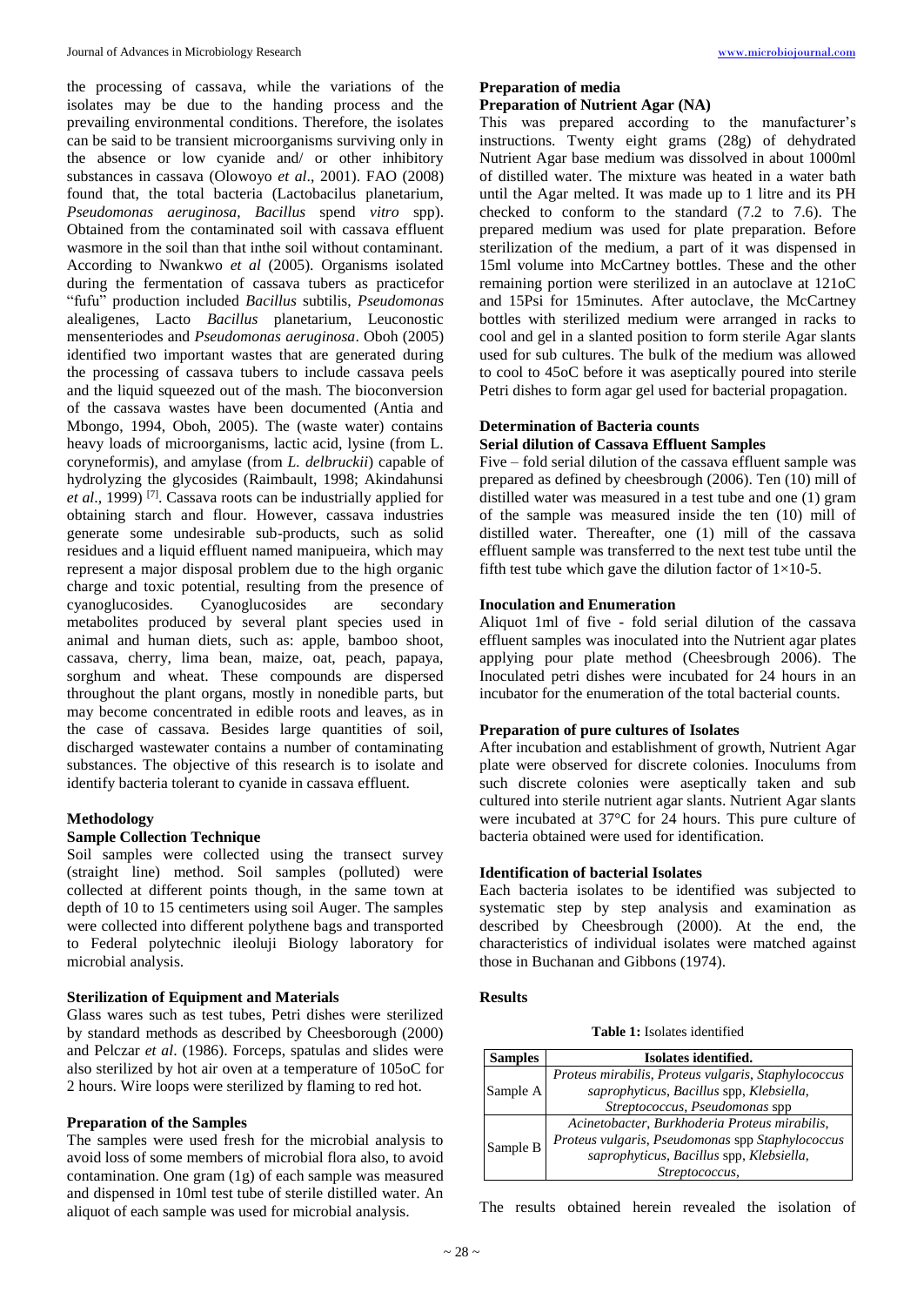the processing of cassava, while the variations of the isolates may be due to the handing process and the prevailing environmental conditions. Therefore, the isolates can be said to be transient microorganisms surviving only in the absence or low cyanide and/ or other inhibitory substances in cassava (Olowoyo *et al*., 2001). FAO (2008) found that, the total bacteria (Lactobacilus planetarium, *Pseudomonas aeruginosa*, *Bacillus* spend *vitro* spp). Obtained from the contaminated soil with cassava effluent wasmore in the soil than that inthe soil without contaminant. According to Nwankwo *et al* (2005). Organisms isolated during the fermentation of cassava tubers as practicefor "fufu" production included *Bacillus* subtilis, *Pseudomonas* alealigenes, Lacto *Bacillus* planetarium, Leuconostic mensenteriodes and *Pseudomonas aeruginosa*. Oboh (2005) identified two important wastes that are generated during the processing of cassava tubers to include cassava peels and the liquid squeezed out of the mash. The bioconversion of the cassava wastes have been documented (Antia and Mbongo, 1994, Oboh, 2005). The (waste water) contains heavy loads of microorganisms, lactic acid, lysine (from L. coryneformis), and amylase (from *L. delbruckii*) capable of hydrolyzing the glycosides (Raimbault, 1998; Akindahunsi *et al*., 1999) [7]. Cassava roots can be industrially applied for obtaining starch and flour. However, cassava industries generate some undesirable sub-products, such as solid residues and a liquid effluent named manipueira, which may represent a major disposal problem due to the high organic charge and toxic potential, resulting from the presence of cyanoglucosides. Cyanoglucosides are secondary metabolites produced by several plant species used in animal and human diets, such as: apple, bamboo shoot, cassava, cherry, lima bean, maize, oat, peach, papaya, sorghum and wheat. These compounds are dispersed throughout the plant organs, mostly in nonedible parts, but may become concentrated in edible roots and leaves, as in the case of cassava. Besides large quantities of soil, discharged wastewater contains a number of contaminating substances. The objective of this research is to isolate and identify bacteria tolerant to cyanide in cassava effluent.

## Methodology

### Sample Collection Technique

Soil samples were collected using the transect survey (straight line) method. Soil samples (polluted) were collected at different points though, in the same town at depth of 10 to 15 centimeters using soil Auger. The samples were collected into different polythene bags and transported to Federal polytechnic ileoluji Biology laboratory for microbial analysis.

### Sterilization of Equipment and Materials

Glass wares such as test tubes, Petri dishes were sterilized by standard methods as described by Cheesborough (2000) and Pelczar *et al*. (1986). Forceps, spatulas and slides were also sterilized by hot air oven at a temperature of 105oC for 2 hours. Wire loops were sterilized by flaming to red hot.

### Preparation of the Samples

The samples were used fresh for the microbial analysis to avoid loss of some members of microbial flora also, to avoid contamination. One gram (1g) of each sample was measured and dispensed in 10ml test tube of sterile distilled water. An aliquot of each sample was used for microbial analysis.

### Preparation of media

### Preparation of Nutrient Agar (NA)

This was prepared according to the manufacturer's instructions. Twenty eight grams (28g) of dehydrated Nutrient Agar base medium was dissolved in about 1000ml of distilled water. The mixture was heated in a water bath until the Agar melted. It was made up to 1 litre and its PH checked to conform to the standard (7.2 to 7.6). The prepared medium was used for plate preparation. Before sterilization of the medium, a part of it was dispensed in 15ml volume into McCartney bottles. These and the other remaining portion were sterilized in an autoclave at 121oC and 15Psi for 15minutes. After autoclave, the McCartney bottles with sterilized medium were arranged in racks to cool and gel in a slanted position to form sterile Agar slants used for sub cultures. The bulk of the medium was allowed to cool to 45oC before it was aseptically poured into sterile Petri dishes to form agar gel used for bacterial propagation.

### Determination of Bacteria counts

### Serial dilution of Cassava Effluent Samples

Five – fold serial dilution of the cassava effluent sample was prepared as defined by cheesbrough (2006). Ten (10) mill of distilled water was measured in a test tube and one (1) gram of the sample was measured inside the ten (10) mill of distilled water. Thereafter, one (1) mill of the cassava effluent sample was transferred to the next test tube until the fifth test tube which gave the dilution factor of 1×10-5.

### Inoculation and Enumeration

Aliquot 1ml of five - fold serial dilution of the cassava effluent samples was inoculated into the Nutrient agar plates applying pour plate method (Cheesbrough 2006). The Inoculated petri dishes were incubated for 24 hours in an incubator for the enumeration of the total bacterial counts.

### Preparation of pure cultures of Isolates

After incubation and establishment of growth, Nutrient Agar plate were observed for discrete colonies. Inoculums from such discrete colonies were aseptically taken and sub cultured into sterile nutrient agar slants. Nutrient Agar slants were incubated at 37°C for 24 hours. This pure culture of bacteria obtained were used for identification.

### Identification of bacterial Isolates

Each bacteria isolates to be identified was subjected to systematic step by step analysis and examination as described by Cheesbrough (2000). At the end, the characteristics of individual isolates were matched against those in Buchanan and Gibbons (1974).

## Results

**Table 1:** Isolates identified

| Samples | Isolates identified. |
|---|---|
| Sample A | *Proteus mirabilis, Proteus vulgaris, Staphylococcus saprophyticus, Bacillus* spp*, Klebsiella, Streptococcus, Pseudomonas* spp |
| Sample B | *Acinetobacter, Burkhoderia Proteus mirabilis, Proteus vulgaris, Pseudomonas* spp *Staphylococcus saprophyticus, Bacillus* spp*, Klebsiella, Streptococcus,* |

The results obtained herein revealed the isolation of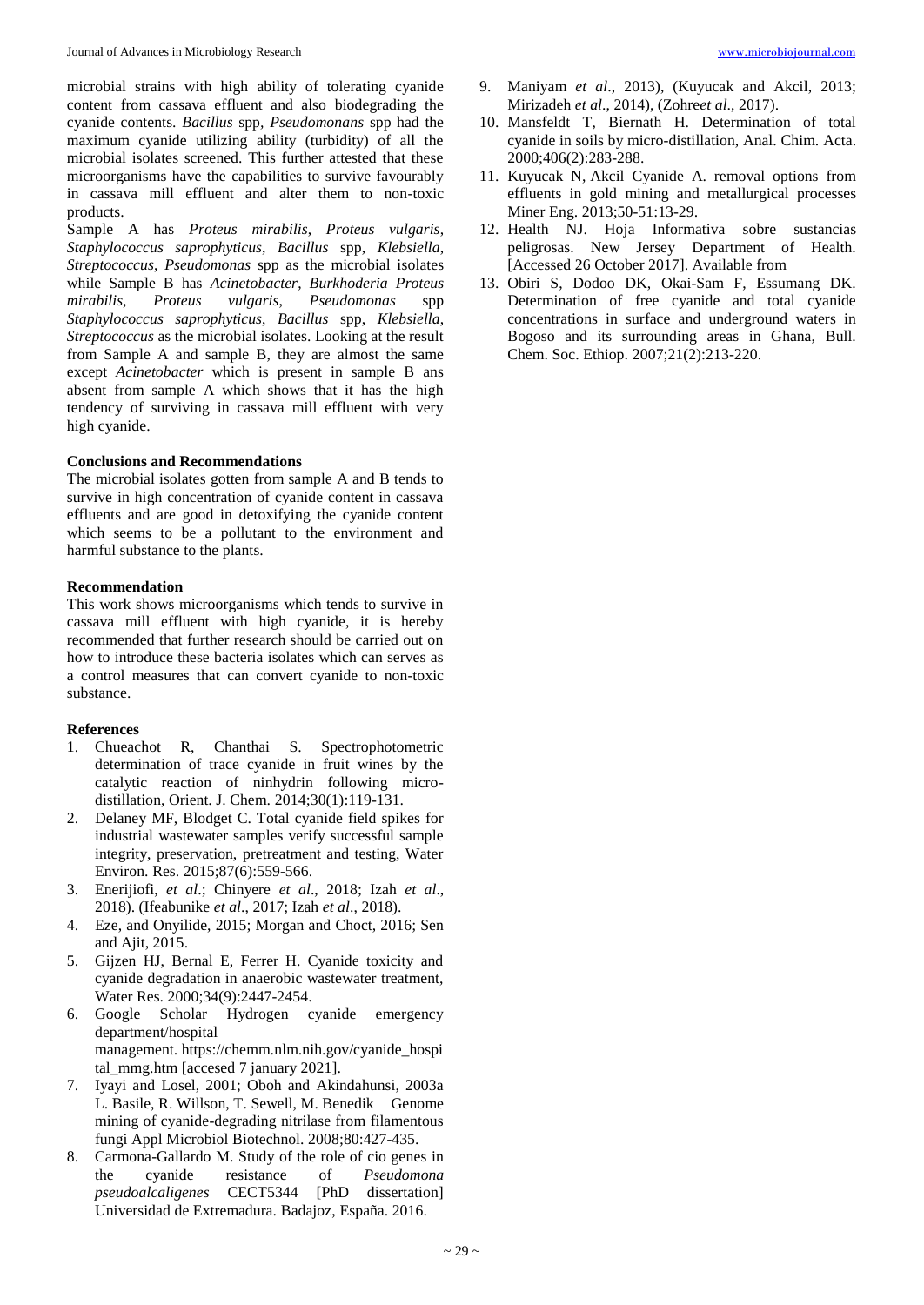microbial strains with high ability of tolerating cyanide content from cassava effluent and also biodegrading the cyanide contents. *Bacillus* spp, *Pseudomonans* spp had the maximum cyanide utilizing ability (turbidity) of all the microbial isolates screened. This further attested that these microorganisms have the capabilities to survive favourably in cassava mill effluent and alter them to non-toxic products.

Sample A has *Proteus mirabilis*, *Proteus vulgaris*, *Staphylococcus saprophyticus*, *Bacillus* spp, *Klebsiella*, *Streptococcus*, *Pseudomonas* spp as the microbial isolates while Sample B has *Acinetobacter*, *Burkhoderia Proteus mirabilis*, *Proteus vulgaris*, *Pseudomonas* spp *Staphylococcus saprophyticus*, *Bacillus* spp, *Klebsiella*, *Streptococcus* as the microbial isolates. Looking at the result from Sample A and sample B, they are almost the same except *Acinetobacter* which is present in sample B ans absent from sample A which shows that it has the high tendency of surviving in cassava mill effluent with very high cyanide.

**Conclusions and Recommendations**

The microbial isolates gotten from sample A and B tends to survive in high concentration of cyanide content in cassava effluents and are good in detoxifying the cyanide content which seems to be a pollutant to the environment and harmful substance to the plants.

**Recommendation**

This work shows microorganisms which tends to survive in cassava mill effluent with high cyanide, it is hereby recommended that further research should be carried out on how to introduce these bacteria isolates which can serves as a control measures that can convert cyanide to non-toxic substance.

**References**

1. Chueachot R, Chanthai S. Spectrophotometric determination of trace cyanide in fruit wines by the catalytic reaction of ninhydrin following micro-distillation, Orient. J. Chem. 2014;30(1):119-131.
2. Delaney MF, Blodget C. Total cyanide field spikes for industrial wastewater samples verify successful sample integrity, preservation, pretreatment and testing, Water Environ. Res. 2015;87(6):559-566.
3. Enerijiofi, *et al*.; Chinyere *et al*., 2018; Izah *et al*., 2018). (Ifeabunike *et al*., 2017; Izah *et al*., 2018).
4. Eze, and Onyilide, 2015; Morgan and Choct, 2016; Sen and Ajit, 2015.
5. Gijzen HJ, Bernal E, Ferrer H. Cyanide toxicity and cyanide degradation in anaerobic wastewater treatment, Water Res. 2000;34(9):2447-2454.
6. Google Scholar Hydrogen cyanide emergency department/hospital management. https://chemm.nlm.nih.gov/cyanide_hospital_mmg.htm [accesed 7 january 2021].
7. Iyayi and Losel, 2001; Oboh and Akindahunsi, 2003a L. Basile, R. Willson, T. Sewell, M. Benedik Genome mining of cyanide-degrading nitrilase from filamentous fungi Appl Microbiol Biotechnol. 2008;80:427-435.
8. Carmona-Gallardo M. Study of the role of cio genes in the cyanide resistance of *Pseudomona pseudoalcaligenes* CECT5344 [PhD dissertation] Universidad de Extremadura. Badajoz, España. 2016.
9. Maniyam *et al*., 2013), (Kuyucak and Akcil, 2013; Mirizadeh *et al*., 2014), (Zohre*et al*., 2017).
10. Mansfeldt T, Biernath H. Determination of total cyanide in soils by micro-distillation, Anal. Chim. Acta. 2000;406(2):283-288.
11. Kuyucak N, Akcil Cyanide A. removal options from effluents in gold mining and metallurgical processes Miner Eng. 2013;50-51:13-29.
12. Health NJ. Hoja Informativa sobre sustancias peligrosas. New Jersey Department of Health. [Accessed 26 October 2017]. Available from
13. Obiri S, Dodoo DK, Okai-Sam F, Essumang DK. Determination of free cyanide and total cyanide concentrations in surface and underground waters in Bogoso and its surrounding areas in Ghana, Bull. Chem. Soc. Ethiop. 2007;21(2):213-220.